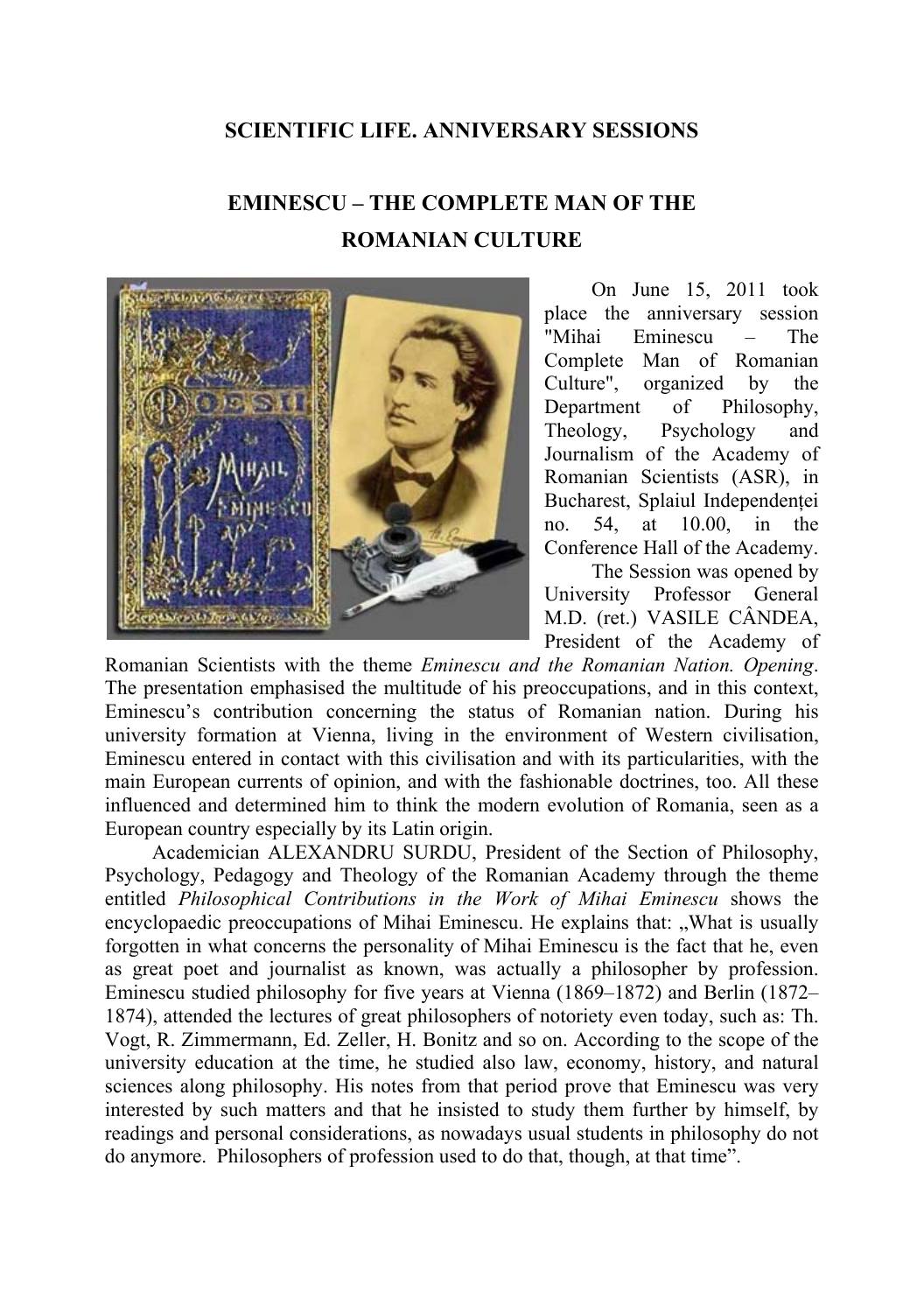## SCIENTIFIC LIFE. ANNIVERSARY SESSIONS

# EMINESCU – THE COMPLETE MAN OF THE ROMANIAN CULTURE

On June 15, 2011 took place the anniversary session "Mihai Eminescu – The Complete Man of Romanian Culture", organized by the Department of Philosophy, Theology, Psychology and Journalism of the Academy of Romanian Scientists (ASR), in Bucharest, Splaiul Independenței no. 54, at 10.00, in the Conference Hall of the Academy.

The Session was opened by University Professor General M.D. (ret.) VASILE CÂNDEA, President of the Academy of Romanian Scientists with the theme *Eminescu and the Romanian Nation. Opening*. The presentation emphasised the multitude of his preoccupations, and in this context, Eminescu's contribution concerning the status of Romanian nation. During his university formation at Vienna, living in the environment of Western civilisation, Eminescu entered in contact with this civilisation and with its particularities, with the main European currents of opinion, and with the fashionable doctrines, too. All these influenced and determined him to think the modern evolution of Romania, seen as a European country especially by its Latin origin.

Academician ALEXANDRU SURDU, President of the Section of Philosophy, Psychology, Pedagogy and Theology of the Romanian Academy through the theme entitled *Philosophical Contributions in the Work of Mihai Eminescu* shows the encyclopaedic preoccupations of Mihai Eminescu. He explains that: „What is usually forgotten in what concerns the personality of Mihai Eminescu is the fact that he, even as great poet and journalist as known, was actually a philosopher by profession. Eminescu studied philosophy for five years at Vienna (1869–1872) and Berlin (1872–1874), attended the lectures of great philosophers of notoriety even today, such as: Th. Vogt, R. Zimmermann, Ed. Zeller, H. Bonitz and so on. According to the scope of the university education at the time, he studied also law, economy, history, and natural sciences along philosophy. His notes from that period prove that Eminescu was very interested by such matters and that he insisted to study them further by himself, by readings and personal considerations, as nowadays usual students in philosophy do not do anymore. Philosophers of profession used to do that, though, at that time".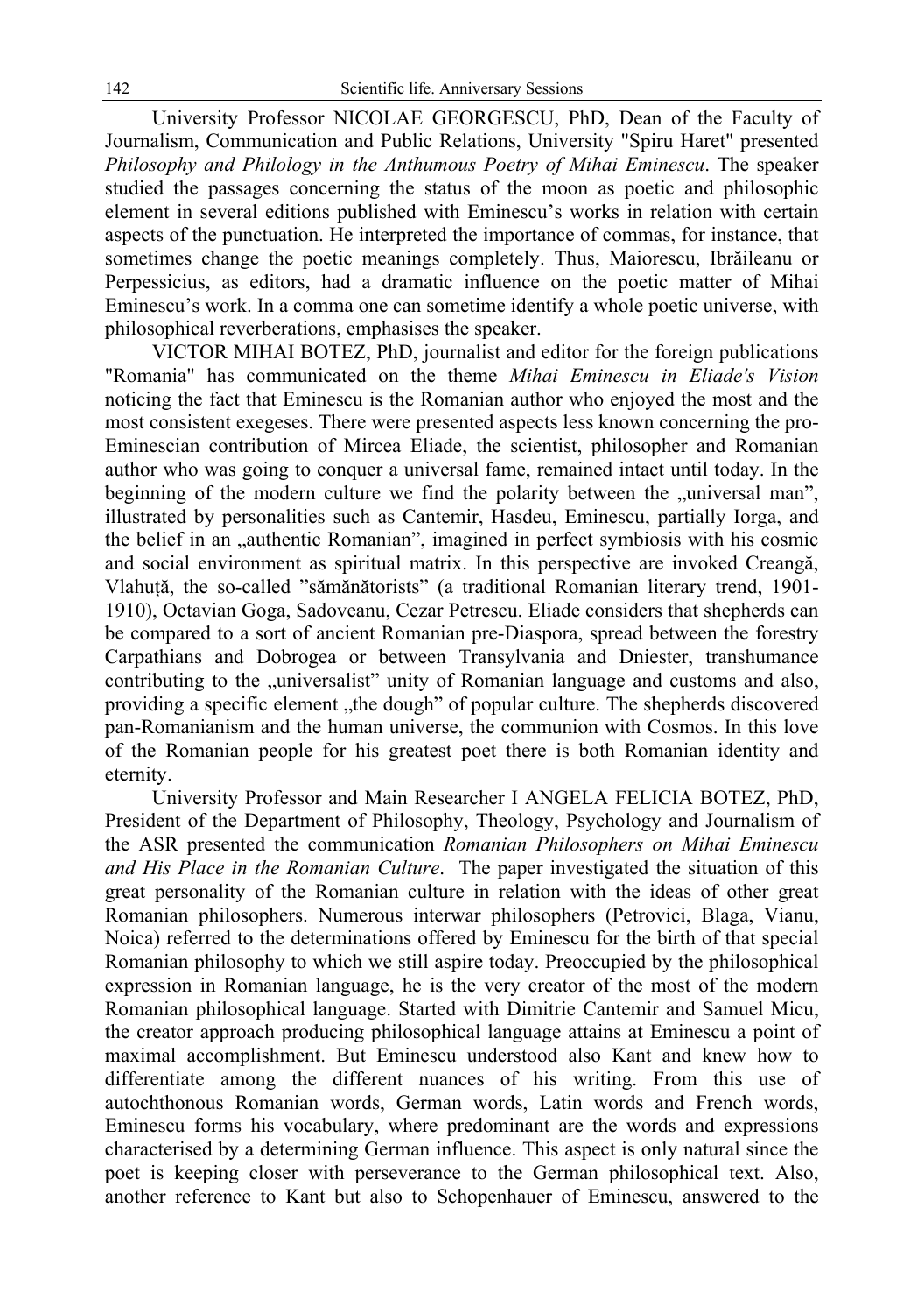University Professor NICOLAE GEORGESCU, PhD, Dean of the Faculty of Journalism, Communication and Public Relations, University "Spiru Haret" presented *Philosophy and Philology in the Anthumous Poetry of Mihai Eminescu*. The speaker studied the passages concerning the status of the moon as poetic and philosophic element in several editions published with Eminescu's works in relation with certain aspects of the punctuation. He interpreted the importance of commas, for instance, that sometimes change the poetic meanings completely. Thus, Maiorescu, Ibrăileanu or Perpessicius, as editors, had a dramatic influence on the poetic matter of Mihai Eminescu's work. In a comma one can sometime identify a whole poetic universe, with philosophical reverberations, emphasises the speaker.

VICTOR MIHAI BOTEZ, PhD, journalist and editor for the foreign publications "Romania" has communicated on the theme *Mihai Eminescu in Eliade's Vision* noticing the fact that Eminescu is the Romanian author who enjoyed the most and the most consistent exegeses. There were presented aspects less known concerning the pro-Eminescian contribution of Mircea Eliade, the scientist, philosopher and Romanian author who was going to conquer a universal fame, remained intact until today. In the beginning of the modern culture we find the polarity between the „universal man", illustrated by personalities such as Cantemir, Hasdeu, Eminescu, partially Iorga, and the belief in an „authentic Romanian", imagined in perfect symbiosis with his cosmic and social environment as spiritual matrix. In this perspective are invoked Creangă, Vlahuță, the so-called "sămănătorists" (a traditional Romanian literary trend, 1901-1910), Octavian Goga, Sadoveanu, Cezar Petrescu. Eliade considers that shepherds can be compared to a sort of ancient Romanian pre-Diaspora, spread between the forestry Carpathians and Dobrogea or between Transylvania and Dniester, transhumance contributing to the „universalist" unity of Romanian language and customs and also, providing a specific element „the dough" of popular culture. The shepherds discovered pan-Romanianism and the human universe, the communion with Cosmos. In this love of the Romanian people for his greatest poet there is both Romanian identity and eternity.

University Professor and Main Researcher I ANGELA FELICIA BOTEZ, PhD, President of the Department of Philosophy, Theology, Psychology and Journalism of the ASR presented the communication *Romanian Philosophers on Mihai Eminescu and His Place in the Romanian Culture*. The paper investigated the situation of this great personality of the Romanian culture in relation with the ideas of other great Romanian philosophers. Numerous interwar philosophers (Petrovici, Blaga, Vianu, Noica) referred to the determinations offered by Eminescu for the birth of that special Romanian philosophy to which we still aspire today. Preoccupied by the philosophical expression in Romanian language, he is the very creator of the most of the modern Romanian philosophical language. Started with Dimitrie Cantemir and Samuel Micu, the creator approach producing philosophical language attains at Eminescu a point of maximal accomplishment. But Eminescu understood also Kant and knew how to differentiate among the different nuances of his writing. From this use of autochthonous Romanian words, German words, Latin words and French words, Eminescu forms his vocabulary, where predominant are the words and expressions characterised by a determining German influence. This aspect is only natural since the poet is keeping closer with perseverance to the German philosophical text. Also, another reference to Kant but also to Schopenhauer of Eminescu, answered to the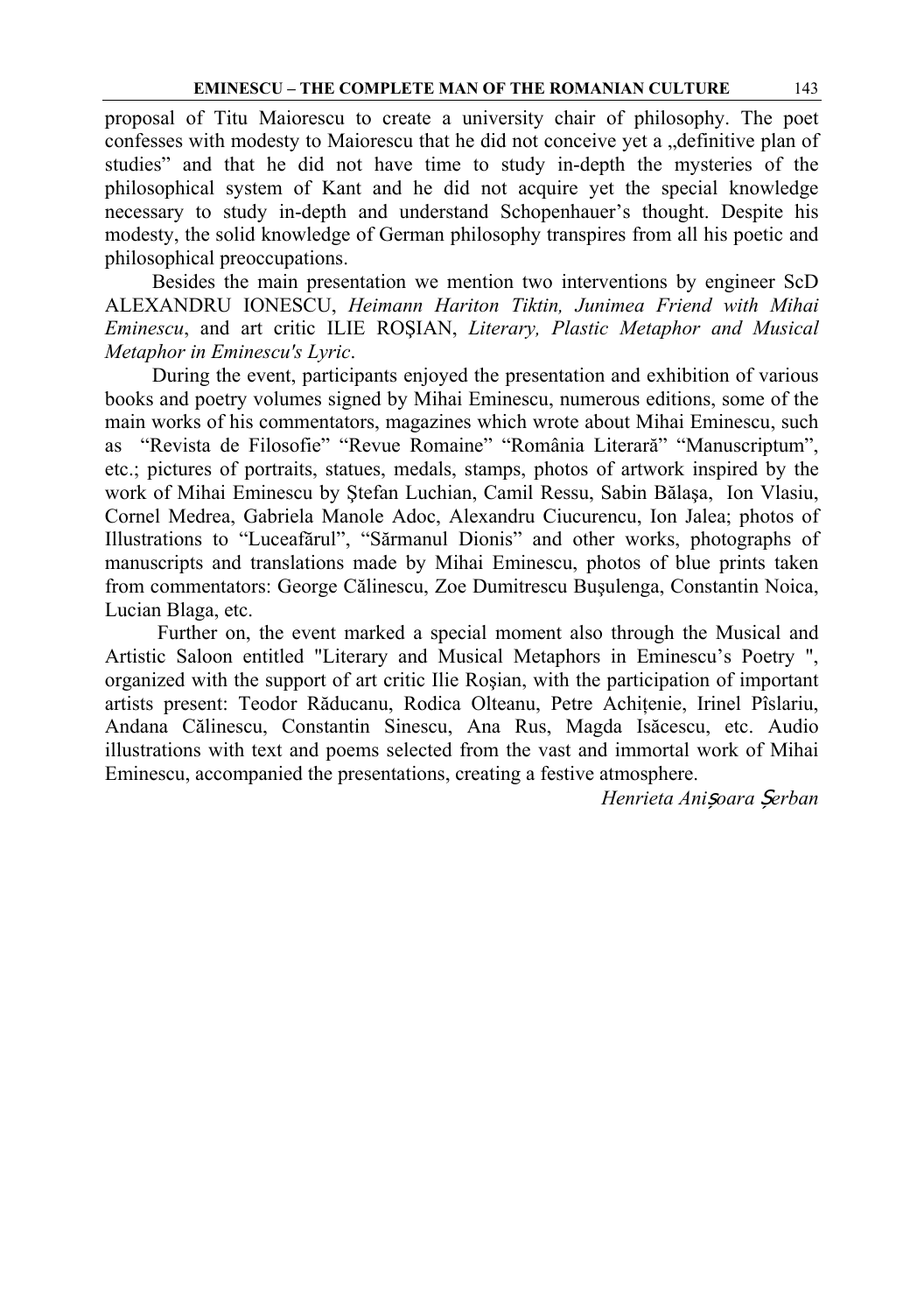proposal of Titu Maiorescu to create a university chair of philosophy. The poet confesses with modesty to Maiorescu that he did not conceive yet a „definitive plan of studies" and that he did not have time to study in-depth the mysteries of the philosophical system of Kant and he did not acquire yet the special knowledge necessary to study in-depth and understand Schopenhauer's thought. Despite his modesty, the solid knowledge of German philosophy transpires from all his poetic and philosophical preoccupations.

Besides the main presentation we mention two interventions by engineer ScD ALEXANDRU IONESCU, *Heimann Hariton Tiktin, Junimea Friend with Mihai Eminescu*, and art critic ILIE ROŞIAN, *Literary, Plastic Metaphor and Musical Metaphor in Eminescu's Lyric*.

During the event, participants enjoyed the presentation and exhibition of various books and poetry volumes signed by Mihai Eminescu, numerous editions, some of the main works of his commentators, magazines which wrote about Mihai Eminescu, such as "Revista de Filosofie" "Revue Romaine" "România Literară" "Manuscriptum", etc.; pictures of portraits, statues, medals, stamps, photos of artwork inspired by the work of Mihai Eminescu by Ştefan Luchian, Camil Ressu, Sabin Bălaşa, Ion Vlasiu, Cornel Medrea, Gabriela Manole Adoc, Alexandru Ciucurencu, Ion Jalea; photos of Illustrations to "Luceafărul", "Sărmanul Dionis" and other works, photographs of manuscripts and translations made by Mihai Eminescu, photos of blue prints taken from commentators: George Călinescu, Zoe Dumitrescu Buşulenga, Constantin Noica, Lucian Blaga, etc.

Further on, the event marked a special moment also through the Musical and Artistic Saloon entitled "Literary and Musical Metaphors in Eminescu's Poetry ", organized with the support of art critic Ilie Roşian, with the participation of important artists present: Teodor Răducanu, Rodica Olteanu, Petre Achiţenie, Irinel Pîslariu, Andana Călinescu, Constantin Sinescu, Ana Rus, Magda Isăcescu, etc. Audio illustrations with text and poems selected from the vast and immortal work of Mihai Eminescu, accompanied the presentations, creating a festive atmosphere.

*Henrieta Anişoara Şerban*